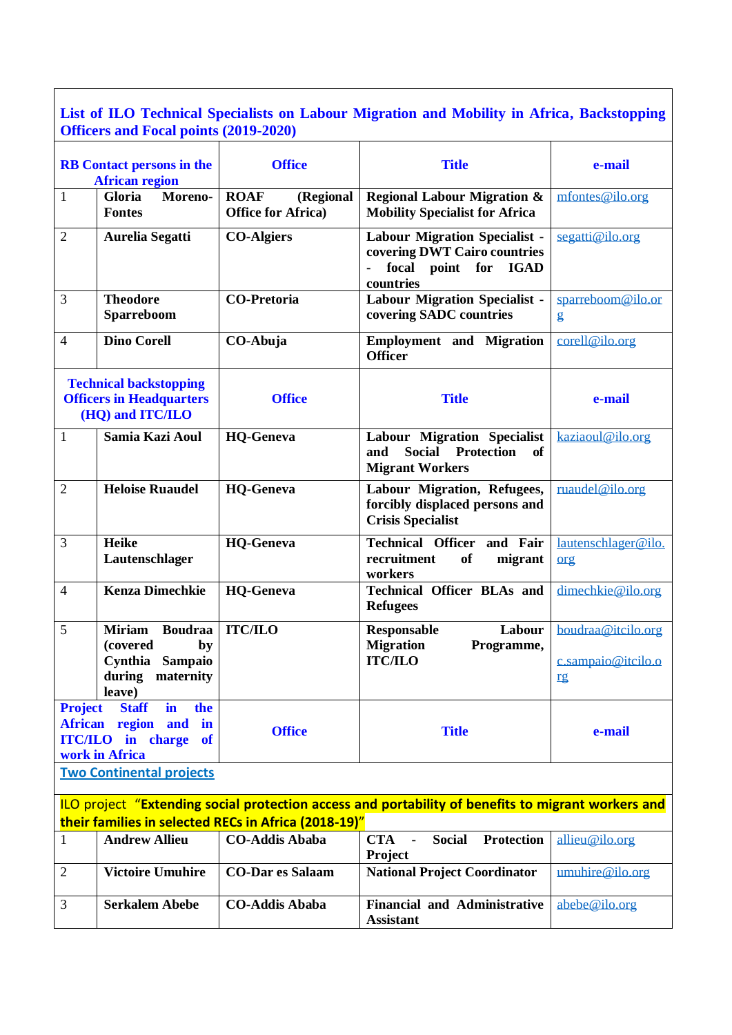# List of ILO Technical Specialists on Labour Migration and Mobility in Africa, Backstopping Officers and Focal points (2019-2020)

| RB Contact persons in the African region | | Office | Title | e-mail |
|---|---|---|---|---|
| 1 | **Gloria Moreno-Fontes** | **ROAF (Regional Office for Africa)** | **Regional Labour Migration & Mobility Specialist for Africa** | mfontes@ilo.org |
| 2 | **Aurelia Segatti** | **CO-Algiers** | **Labour Migration Specialist - covering DWT Cairo countries - focal point for IGAD countries** | segatti@ilo.org |
| 3 | **Theodore Sparreboom** | **CO-Pretoria** | **Labour Migration Specialist - covering SADC countries** | sparreboom@ilo.org |
| 4 | **Dino Corell** | **CO-Abuja** | **Employment and Migration Officer** | corell@ilo.org |
| **Technical backstopping Officers in Headquarters (HQ) and ITC/ILO** | | **Office** | **Title** | **e-mail** |
| 1 | **Samia Kazi Aoul** | **HQ-Geneva** | **Labour Migration Specialist and Social Protection of Migrant Workers** | kaziaoul@ilo.org |
| 2 | **Heloise Ruaudel** | **HQ-Geneva** | **Labour Migration, Refugees, forcibly displaced persons and Crisis Specialist** | ruaudel@ilo.org |
| 3 | **Heike Lautenschlager** | **HQ-Geneva** | **Technical Officer and Fair recruitment of migrant workers** | lautenschlager@ilo.org |
| 4 | **Kenza Dimechkie** | **HQ-Geneva** | **Technical Officer BLAs and Refugees** | dimechkie@ilo.org |
| 5 | **Miriam Boudraa (covered by Cynthia Sampaio during maternity leave)** | **ITC/ILO** | **Responsable Labour Migration Programme, ITC/ILO** | boudraa@itcilo.org<br>c.sampaio@itcilo.org |
| **Project Staff in the African region and in ITC/ILO in charge of work in Africa** | | **Office** | **Title** | **e-mail** |
| **Two Continental projects** | | | | |
| ILO project "**Extending social protection access and portability of benefits to migrant workers and their families in selected RECs in Africa (2018-19)**" | | | | |
| 1 | **Andrew Allieu** | **CO-Addis Ababa** | **CTA - Social Protection Project** | allieu@ilo.org |
| 2 | **Victoire Umuhire** | **CO-Dar es Salaam** | **National Project Coordinator** | umuhire@ilo.org |
| 3 | **Serkalem Abebe** | **CO-Addis Ababa** | **Financial and Administrative Assistant** | abebe@ilo.org |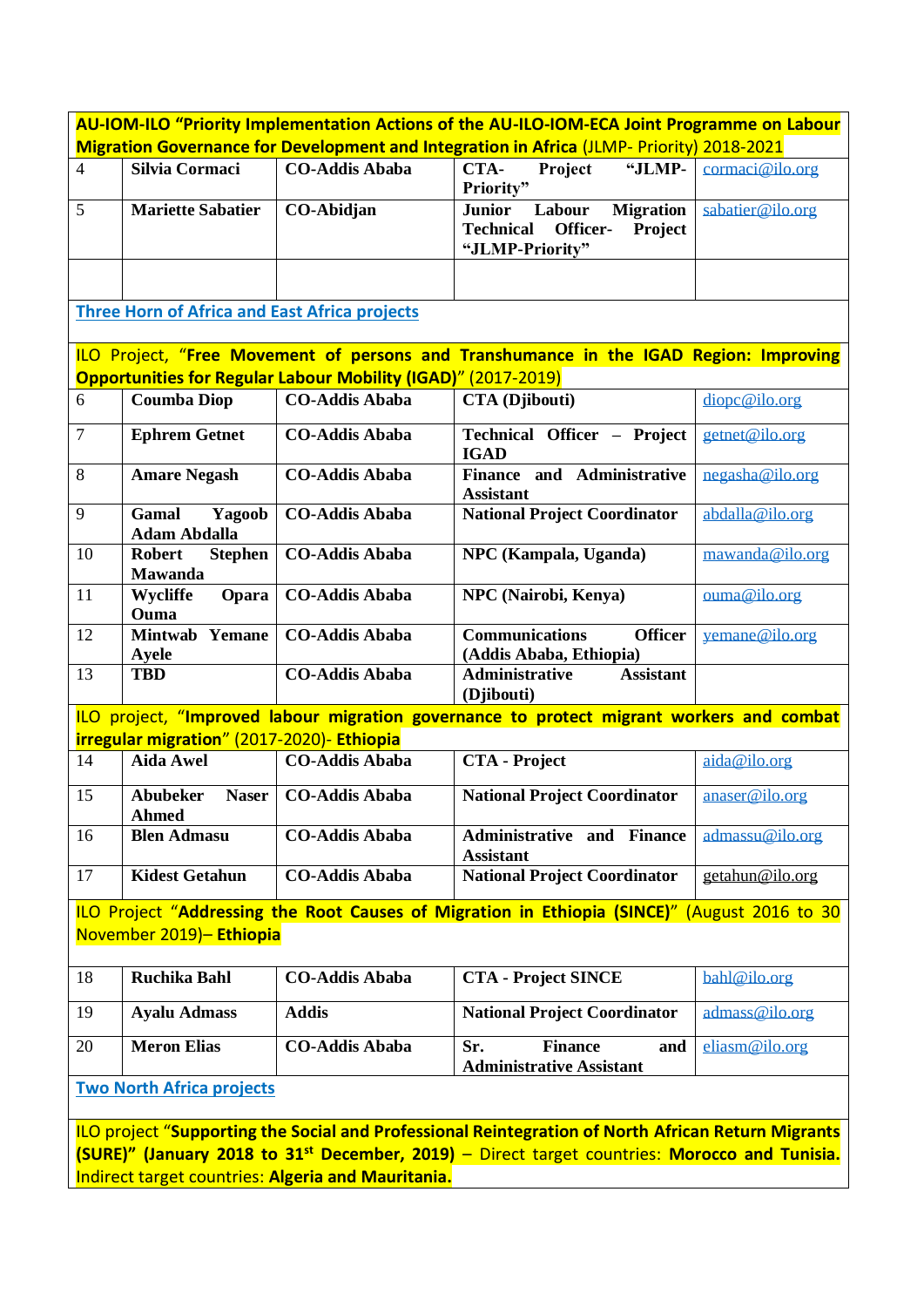| | | | | |
|---|---|---|---|---|
| **AU-IOM-ILO "Priority Implementation Actions of the AU-ILO-IOM-ECA Joint Programme on Labour Migration Governance for Development and Integration in Africa** (JLMP- Priority) 2018-2021 | | | | |
| 4 | **Silvia Cormaci** | **CO-Addis Ababa** | **CTA- Project "JLMP-Priority"** | cormaci@ilo.org |
| 5 | **Mariette Sabatier** | **CO-Abidjan** | **Junior Labour Migration Technical Officer- Project "JLMP-Priority"** | sabatier@ilo.org |
| | | | | |
| **Three Horn of Africa and East Africa projects** | | | | |
| ILO Project, "**Free Movement of persons and Transhumance in the IGAD Region: Improving Opportunities for Regular Labour Mobility (IGAD)**" (2017-2019) | | | | |
| 6 | **Coumba Diop** | **CO-Addis Ababa** | **CTA (Djibouti)** | diopc@ilo.org |
| 7 | **Ephrem Getnet** | **CO-Addis Ababa** | **Technical Officer – Project IGAD** | getnet@ilo.org |
| 8 | **Amare Negash** | **CO-Addis Ababa** | **Finance and Administrative Assistant** | negasha@ilo.org |
| 9 | **Gamal Yagoob Adam Abdalla** | **CO-Addis Ababa** | **National Project Coordinator** | abdalla@ilo.org |
| 10 | **Robert Stephen Mawanda** | **CO-Addis Ababa** | **NPC (Kampala, Uganda)** | mawanda@ilo.org |
| 11 | **Wycliffe Opara Ouma** | **CO-Addis Ababa** | **NPC (Nairobi, Kenya)** | ouma@ilo.org |
| 12 | **Mintwab Yemane Ayele** | **CO-Addis Ababa** | **Communications Officer (Addis Ababa, Ethiopia)** | yemane@ilo.org |
| 13 | **TBD** | **CO-Addis Ababa** | **Administrative Assistant (Djibouti)** | |
| ILO project, "**Improved labour migration governance to protect migrant workers and combat irregular migration**" (2017-2020)- **Ethiopia** | | | | |
| 14 | **Aida Awel** | **CO-Addis Ababa** | **CTA - Project** | aida@ilo.org |
| 15 | **Abubeker Naser Ahmed** | **CO-Addis Ababa** | **National Project Coordinator** | anaser@ilo.org |
| 16 | **Blen Admasu** | **CO-Addis Ababa** | **Administrative and Finance Assistant** | admassu@ilo.org |
| 17 | **Kidest Getahun** | **CO-Addis Ababa** | **National Project Coordinator** | getahun@ilo.org |
| ILO Project "**Addressing the Root Causes of Migration in Ethiopia (SINCE)**" (August 2016 to 30 November 2019)– **Ethiopia** | | | | |
| 18 | **Ruchika Bahl** | **CO-Addis Ababa** | **CTA - Project SINCE** | bahl@ilo.org |
| 19 | **Ayalu Admass** | **Addis** | **National Project Coordinator** | admass@ilo.org |
| 20 | **Meron Elias** | **CO-Addis Ababa** | **Sr. Finance and Administrative Assistant** | eliasm@ilo.org |
| **Two North Africa projects** | | | | |
| ILO project "**Supporting the Social and Professional Reintegration of North African Return Migrants (SURE)" (January 2018 to 31st December, 2019)** – Direct target countries: **Morocco and Tunisia.** Indirect target countries: **Algeria and Mauritania.** | | | | |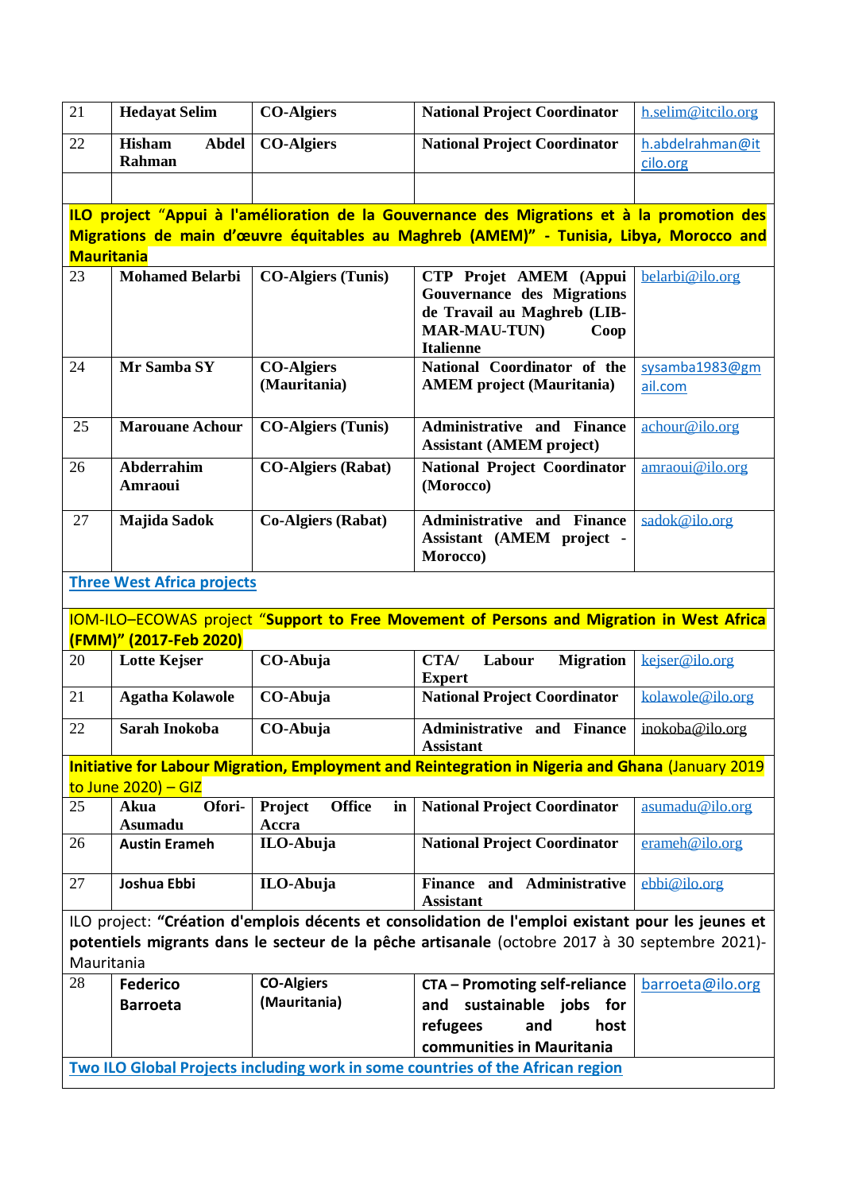| | | | | |
|---|---|---|---|---|
| 21 | **Hedayat Selim** | **CO-Algiers** | **National Project Coordinator** | h.selim@itcilo.org |
| 22 | **Hisham Abdel Rahman** | **CO-Algiers** | **National Project Coordinator** | h.abdelrahman@itcilo.org |
| | | | | |
| **ILO project "Appui à l'amélioration de la Gouvernance des Migrations et à la promotion des Migrations de main d'œuvre équitables au Maghreb (AMEM)" - Tunisia, Libya, Morocco and Mauritania** | | | | |
| 23 | **Mohamed Belarbi** | **CO-Algiers (Tunis)** | **CTP Projet AMEM (Appui Gouvernance des Migrations de Travail au Maghreb (LIB-MAR-MAU-TUN) Coop Italienne** | belarbi@ilo.org |
| 24 | **Mr Samba SY** | **CO-Algiers (Mauritania)** | **National Coordinator of the AMEM project (Mauritania)** | sysamba1983@gmail.com |
| 25 | **Marouane Achour** | **CO-Algiers (Tunis)** | **Administrative and Finance Assistant (AMEM project)** | achour@ilo.org |
| 26 | **Abderrahim Amraoui** | **CO-Algiers (Rabat)** | **National Project Coordinator (Morocco)** | amraoui@ilo.org |
| 27 | **Majida Sadok** | **Co-Algiers (Rabat)** | **Administrative and Finance Assistant (AMEM project - Morocco)** | sadok@ilo.org |
| **Three West Africa projects** | | | | |
| IOM-ILO–ECOWAS project "**Support to Free Movement of Persons and Migration in West Africa (FMM)" (2017-Feb 2020)** | | | | |
| 20 | **Lotte Kejser** | **CO-Abuja** | **CTA/ Labour Migration Expert** | kejser@ilo.org |
| 21 | **Agatha Kolawole** | **CO-Abuja** | **National Project Coordinator** | kolawole@ilo.org |
| 22 | **Sarah Inokoba** | **CO-Abuja** | **Administrative and Finance Assistant** | inokoba@ilo.org |
| **Initiative for Labour Migration, Employment and Reintegration in Nigeria and Ghana** (January 2019 to June 2020) – GIZ | | | | |
| 25 | **Akua Ofori-Asumadu** | **Project Office in Accra** | **National Project Coordinator** | asumadu@ilo.org |
| 26 | **Austin Erameh** | **ILO-Abuja** | **National Project Coordinator** | erameh@ilo.org |
| 27 | **Joshua Ebbi** | **ILO-Abuja** | **Finance and Administrative Assistant** | ebbi@ilo.org |
| ILO project: **"Création d'emplois décents et consolidation de l'emploi existant pour les jeunes et potentiels migrants dans le secteur de la pêche artisanale** (octobre 2017 à 30 septembre 2021)- Mauritania | | | | |
| 28 | **Federico Barroeta** | CO-Algiers (Mauritania) | **CTA – Promoting self-reliance and sustainable jobs for refugees and host communities in Mauritania** | barroeta@ilo.org |
| **Two ILO Global Projects including work in some countries of the African region** | | | | |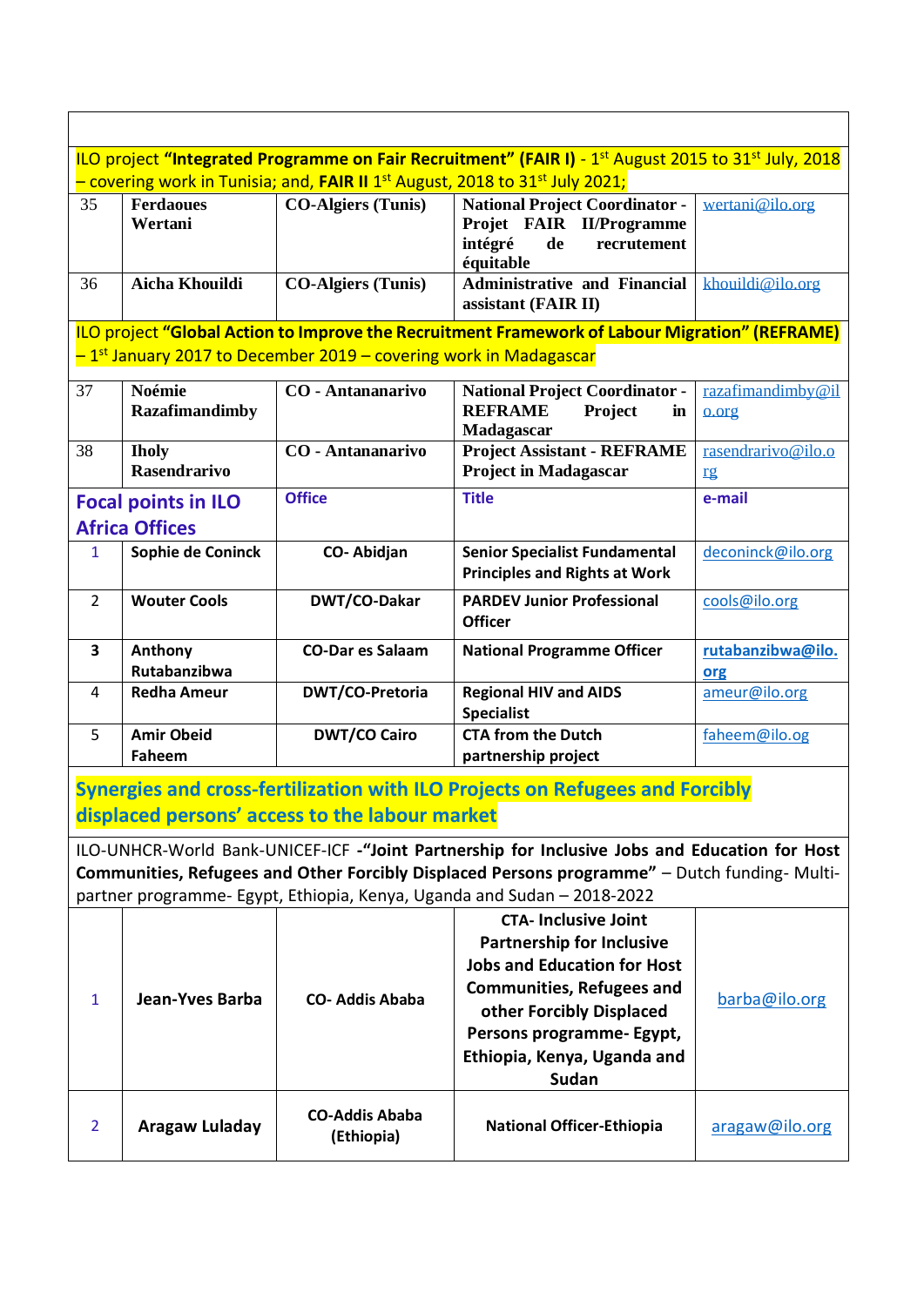| | | | | |
|---|---|---|---|---|
| ILO project **"Integrated Programme on Fair Recruitment" (FAIR I)** - 1st August 2015 to 31st July, 2018 – covering work in Tunisia; and, **FAIR II** 1st August, 2018 to 31st July 2021; | | | | |
| 35 | **Ferdaoues Wertani** | **CO-Algiers (Tunis)** | **National Project Coordinator - Projet FAIR II/Programme intégré de recrutement équitable** | wertani@ilo.org |
| 36 | **Aicha Khouildi** | **CO-Algiers (Tunis)** | **Administrative and Financial assistant (FAIR II)** | khouildi@ilo.org |
| ILO project **"Global Action to Improve the Recruitment Framework of Labour Migration" (REFRAME)** – 1st January 2017 to December 2019 – covering work in Madagascar | | | | |
| 37 | **Noémie Razafimandimby** | **CO - Antananarivo** | **National Project Coordinator - REFRAME Project in Madagascar** | razafimandimby@ilo.org |
| 38 | **Iholy Rasendrarivo** | **CO - Antananarivo** | **Project Assistant - REFRAME Project in Madagascar** | rasendrarivo@ilo.org |
| **Focal points in ILO Africa Offices** | | **Office** | **Title** | **e-mail** |
| 1 | **Sophie de Coninck** | **CO- Abidjan** | **Senior Specialist Fundamental Principles and Rights at Work** | deconinck@ilo.org |
| 2 | **Wouter Cools** | **DWT/CO-Dakar** | **PARDEV Junior Professional Officer** | cools@ilo.org |
| **3** | **Anthony Rutabanzibwa** | **CO-Dar es Salaam** | **National Programme Officer** | **rutabanzibwa@ilo.org** |
| 4 | **Redha Ameur** | **DWT/CO-Pretoria** | **Regional HIV and AIDS Specialist** | ameur@ilo.org |
| 5 | **Amir Obeid Faheem** | **DWT/CO Cairo** | **CTA from the Dutch partnership project** | faheem@ilo.og |
| **Synergies and cross-fertilization with ILO Projects on Refugees and Forcibly displaced persons' access to the labour market** | | | | |
| ILO-UNHCR-World Bank-UNICEF-ICF **-"Joint Partnership for Inclusive Jobs and Education for Host Communities, Refugees and Other Forcibly Displaced Persons programme"** – Dutch funding- Multi-partner programme- Egypt, Ethiopia, Kenya, Uganda and Sudan – 2018-2022 | | | | |
| 1 | **Jean-Yves Barba** | **CO- Addis Ababa** | **CTA- Inclusive Joint Partnership for Inclusive Jobs and Education for Host Communities, Refugees and other Forcibly Displaced Persons programme- Egypt, Ethiopia, Kenya, Uganda and Sudan** | barba@ilo.org |
| 2 | **Aragaw Luladay** | **CO-Addis Ababa (Ethiopia)** | **National Officer-Ethiopia** | aragaw@ilo.org |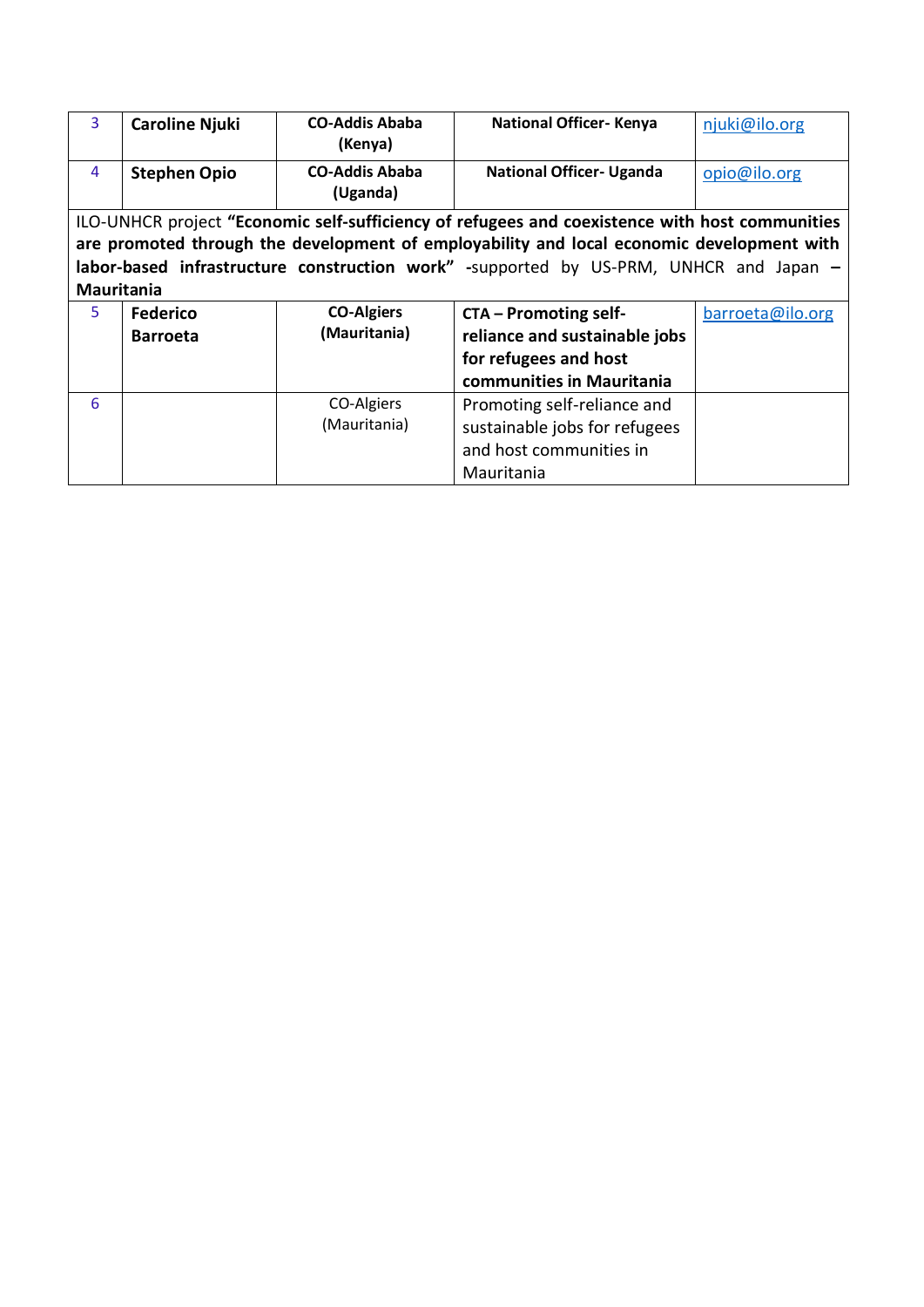| | | | | |
|---|---|---|---|---|
| 3 | **Caroline Njuki** | **CO-Addis Ababa (Kenya)** | **National Officer- Kenya** | njuki@ilo.org |
| 4 | **Stephen Opio** | **CO-Addis Ababa (Uganda)** | **National Officer- Uganda** | opio@ilo.org |
| ILO-UNHCR project **“Economic self-sufficiency of refugees and coexistence with host communities are promoted through the development of employability and local economic development with labor-based infrastructure construction work”** -supported by US-PRM, UNHCR and Japan **– Mauritania** | | | | |
| 5 | **Federico Barroeta** | **CO-Algiers (Mauritania)** | **CTA – Promoting self-reliance and sustainable jobs for refugees and host communities in Mauritania** | barroeta@ilo.org |
| 6 | | CO-Algiers (Mauritania) | Promoting self-reliance and sustainable jobs for refugees and host communities in Mauritania | |